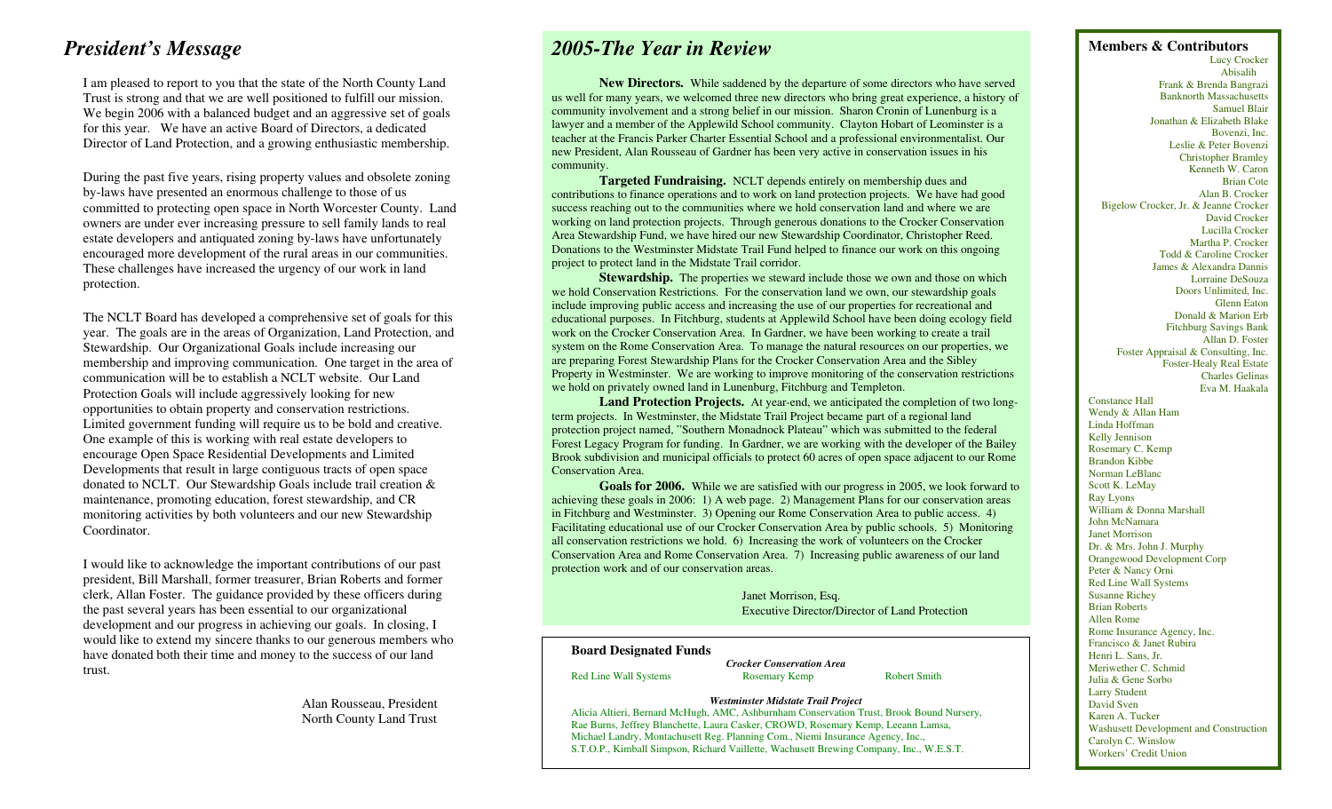# President's Message

I am pleased to report to you that the state of the North County Land Trust is strong and that we are well positioned to fulfill our mission. We begin 2006 with a balanced budget and an aggressive set of goals for this year. We have an active Board of Directors, a dedicated Director of Land Protection, and a growing enthusiastic membership.

During the past five years, rising property values and obsolete zoning by-laws have presented an enormous challenge to those of us committed to protecting open space in North Worcester County. Land owners are under ever increasing pressure to sell family lands to real estate developers and antiquated zoning by-laws have unfortunately encouraged more development of the rural areas in our communities. These challenges have increased the urgency of our work in land protection.

The NCLT Board has developed a comprehensive set of goals for this year. The goals are in the areas of Organization, Land Protection, and Stewardship. Our Organizational Goals include increasing our membership and improving communication. One target in the area of communication will be to establish a NCLT website. Our Land Protection Goals will include aggressively looking for new opportunities to obtain property and conservation restrictions. Limited government funding will require us to be bold and creative. One example of this is working with real estate developers to encourage Open Space Residential Developments and Limited Developments that result in large contiguous tracts of open space donated to NCLT. Our Stewardship Goals include trail creation & maintenance, promoting education, forest stewardship, and CR monitoring activities by both volunteers and our new Stewardship Coordinator.

I would like to acknowledge the important contributions of our past president, Bill Marshall, former treasurer, Brian Roberts and former clerk, Allan Foster. The guidance provided by these officers during the past several years has been essential to our organizational development and our progress in achieving our goals. In closing, I would like to extend my sincere thanks to our generous members who have donated both their time and money to the success of our land trust.

Alan Rousseau, President
North County Land Trust

# 2005-The Year in Review

**New Directors.** While saddened by the departure of some directors who have served us well for many years, we welcomed three new directors who bring great experience, a history of community involvement and a strong belief in our mission. Sharon Cronin of Lunenburg is a lawyer and a member of the Applewild School community. Clayton Hobart of Leominster is a teacher at the Francis Parker Charter Essential School and a professional environmentalist. Our new President, Alan Rousseau of Gardner has been very active in conservation issues in his community.

**Targeted Fundraising.** NCLT depends entirely on membership dues and contributions to finance operations and to work on land protection projects. We have had good success reaching out to the communities where we hold conservation land and where we are working on land protection projects. Through generous donations to the Crocker Conservation Area Stewardship Fund, we have hired our new Stewardship Coordinator, Christopher Reed. Donations to the Westminster Midstate Trail Fund helped to finance our work on this ongoing project to protect land in the Midstate Trail corridor.

**Stewardship.** The properties we steward include those we own and those on which we hold Conservation Restrictions. For the conservation land we own, our stewardship goals include improving public access and increasing the use of our properties for recreational and educational purposes. In Fitchburg, students at Applewild School have been doing ecology field work on the Crocker Conservation Area. In Gardner, we have been working to create a trail system on the Rome Conservation Area. To manage the natural resources on our properties, we are preparing Forest Stewardship Plans for the Crocker Conservation Area and the Sibley Property in Westminster. We are working to improve monitoring of the conservation restrictions we hold on privately owned land in Lunenburg, Fitchburg and Templeton.

**Land Protection Projects.** At year-end, we anticipated the completion of two long-term projects. In Westminster, the Midstate Trail Project became part of a regional land protection project named, "Southern Monadnock Plateau" which was submitted to the federal Forest Legacy Program for funding. In Gardner, we are working with the developer of the Bailey Brook subdivision and municipal officials to protect 60 acres of open space adjacent to our Rome Conservation Area.

**Goals for 2006.** While we are satisfied with our progress in 2005, we look forward to achieving these goals in 2006: 1) A web page. 2) Management Plans for our conservation areas in Fitchburg and Westminster. 3) Opening our Rome Conservation Area to public access. 4) Facilitating educational use of our Crocker Conservation Area by public schools. 5) Monitoring all conservation restrictions we hold. 6) Increasing the work of volunteers on the Crocker Conservation Area and Rome Conservation Area. 7) Increasing public awareness of our land protection work and of our conservation areas.

Janet Morrison, Esq.
Executive Director/Director of Land Protection

## Board Designated Funds

***Crocker Conservation Area***

Red Line Wall Systems, Rosemary Kemp, Robert Smith

***Westminster Midstate Trail Project***

Alicia Altieri, Bernard McHugh, AMC, Ashburnham Conservation Trust, Brook Bound Nursery, Rae Burns, Jeffrey Blanchette, Laura Casker, CROWD, Rosemary Kemp, Leeann Lamsa, Michael Landry, Montachusett Reg. Planning Com., Niemi Insurance Agency, Inc., S.T.O.P., Kimball Simpson, Richard Vaillette, Wachusett Brewing Company, Inc., W.E.S.T.

## Members & Contributors

Lucy Crocker
Abisalih
Frank & Brenda Bangrazi
Banknorth Massachusetts
Samuel Blair
Jonathan & Elizabeth Blake
Bovenzi, Inc.
Leslie & Peter Bovenzi
Christopher Bramley
Kenneth W. Caron
Brian Cote
Alan B. Crocker
Bigelow Crocker, Jr. & Jeanne Crocker
David Crocker
Lucilla Crocker
Martha P. Crocker
Todd & Caroline Crocker
James & Alexandra Dannis
Lorraine DeSouza
Doors Unlimited, Inc.
Glenn Eaton
Donald & Marion Erb
Fitchburg Savings Bank
Allan D. Foster
Foster Appraisal & Consulting, Inc.
Foster-Healy Real Estate
Charles Gelinas
Eva M. Haakala
Constance Hall
Wendy & Allan Ham
Linda Hoffman
Kelly Jennison
Rosemary C. Kemp
Brandon Kibbe
Norman LeBlanc
Scott K. LeMay
Ray Lyons
William & Donna Marshall
John McNamara
Janet Morrison
Dr. & Mrs. John J. Murphy
Orangewood Development Corp
Peter & Nancy Orni
Red Line Wall Systems
Susanne Richey
Brian Roberts
Allen Rome
Rome Insurance Agency, Inc.
Francisco & Janet Rubira
Henri L. Sans, Jr.
Meriwether C. Schmid
Julia & Gene Sorbo
Larry Student
David Sven
Karen A. Tucker
Washusett Development and Construction
Carolyn C. Winslow
Workers' Credit Union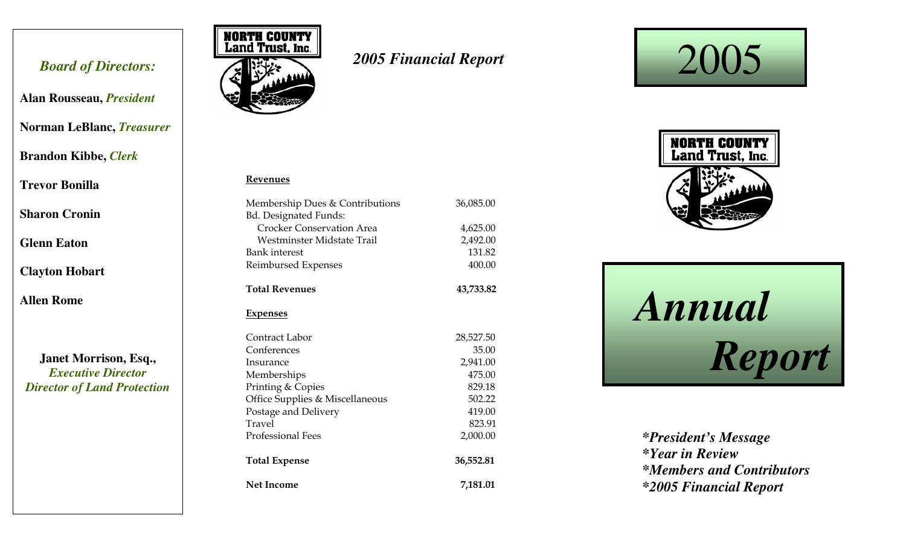## *Board of Directors:*

**Alan Rousseau, *President***

**Norman LeBlanc, *Treasurer***

**Brandon Kibbe, *Clerk***

**Trevor Bonilla**

**Sharon Cronin**

**Glenn Eaton**

**Clayton Hobart**

**Allen Rome**

**Janet Morrison, Esq.,**
***Executive Director***
***Director of Land Protection***

NORTH COUNTY Land Trust, Inc.

## *2005 Financial Report*

| | |
|---|---|
| **Revenues** | |
| Membership Dues & Contributions | 36,085.00 |
| Bd. Designated Funds: | |
| Crocker Conservation Area | 4,625.00 |
| Westminster Midstate Trail | 2,492.00 |
| Bank interest | 131.82 |
| Reimbursed Expenses | 400.00 |
| **Total Revenues** | **43,733.82** |
| **Expenses** | |
| Contract Labor | 28,527.50 |
| Conferences | 35.00 |
| Insurance | 2,941.00 |
| Memberships | 475.00 |
| Printing & Copies | 829.18 |
| Office Supplies & Miscellaneous | 502.22 |
| Postage and Delivery | 419.00 |
| Travel | 823.91 |
| Professional Fees | 2,000.00 |
| **Total Expense** | **36,552.81** |
| **Net Income** | **7,181.01** |

# 2005

NORTH COUNTY Land Trust, Inc.

# *Annual Report*

***President's Message***
***Year in Review***
***Members and Contributors***
***2005 Financial Report***